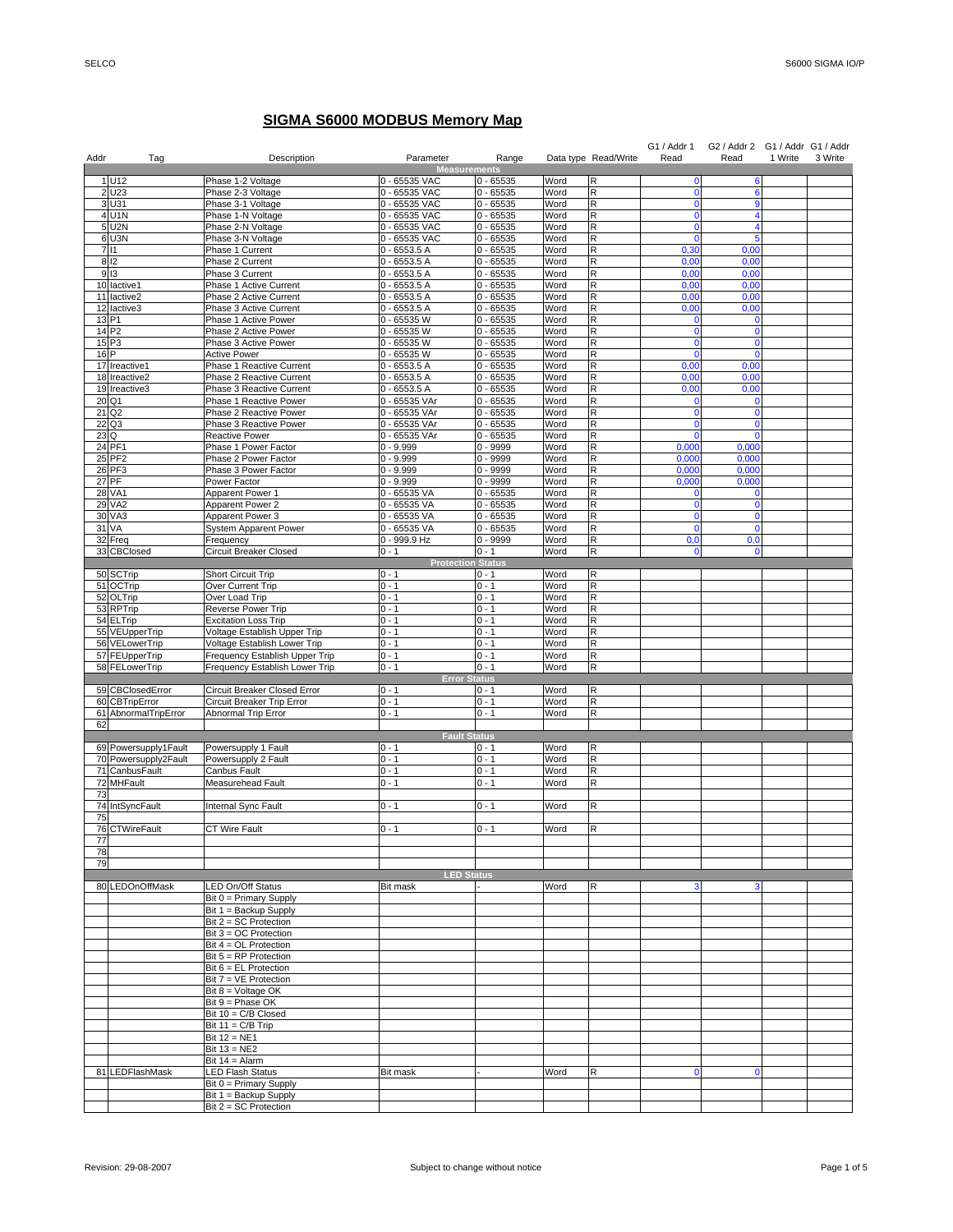# SIGMA S6000 MODBUS Memory Map

| Addr | Tag | Description | Parameter | Range | Data type | Read/Write | G1 / Addr 1 Read | G2 / Addr 2 Read | G1 / Addr 1 Write | G1 / Addr 3 Write |
|---|---|---|---|---|---|---|---|---|---|---|
| | | | **Measurements** | | | | | | | |
| 1 | U12 | Phase 1-2 Voltage | 0 - 65535 VAC | 0 - 65535 | Word | R | 0 | 6 | | |
| 2 | U23 | Phase 2-3 Voltage | 0 - 65535 VAC | 0 - 65535 | Word | R | 0 | 6 | | |
| 3 | U31 | Phase 3-1 Voltage | 0 - 65535 VAC | 0 - 65535 | Word | R | 0 | 9 | | |
| 4 | U1N | Phase 1-N Voltage | 0 - 65535 VAC | 0 - 65535 | Word | R | 0 | 4 | | |
| 5 | U2N | Phase 2-N Voltage | 0 - 65535 VAC | 0 - 65535 | Word | R | 0 | 4 | | |
| 6 | U3N | Phase 3-N Voltage | 0 - 65535 VAC | 0 - 65535 | Word | R | 0 | 5 | | |
| 7 | I1 | Phase 1 Current | 0 - 6553.5 A | 0 - 65535 | Word | R | 0,30 | 0,00 | | |
| 8 | I2 | Phase 2 Current | 0 - 6553.5 A | 0 - 65535 | Word | R | 0,00 | 0,00 | | |
| 9 | I3 | Phase 3 Current | 0 - 6553.5 A | 0 - 65535 | Word | R | 0,00 | 0,00 | | |
| 10 | Iactive1 | Phase 1 Active Current | 0 - 6553.5 A | 0 - 65535 | Word | R | 0,00 | 0,00 | | |
| 11 | Iactive2 | Phase 2 Active Current | 0 - 6553.5 A | 0 - 65535 | Word | R | 0,00 | 0,00 | | |
| 12 | Iactive3 | Phase 3 Active Current | 0 - 6553.5 A | 0 - 65535 | Word | R | 0,00 | 0,00 | | |
| 13 | P1 | Phase 1 Active Power | 0 - 65535 W | 0 - 65535 | Word | R | 0 | 0 | | |
| 14 | P2 | Phase 2 Active Power | 0 - 65535 W | 0 - 65535 | Word | R | 0 | 0 | | |
| 15 | P3 | Phase 3 Active Power | 0 - 65535 W | 0 - 65535 | Word | R | 0 | 0 | | |
| 16 | P | Active Power | 0 - 65535 W | 0 - 65535 | Word | R | 0 | 0 | | |
| 17 | Ireactive1 | Phase 1 Reactive Current | 0 - 6553.5 A | 0 - 65535 | Word | R | 0,00 | 0,00 | | |
| 18 | Ireactive2 | Phase 2 Reactive Current | 0 - 6553.5 A | 0 - 65535 | Word | R | 0,00 | 0,00 | | |
| 19 | Ireactive3 | Phase 3 Reactive Current | 0 - 6553.5 A | 0 - 65535 | Word | R | 0,00 | 0,00 | | |
| 20 | Q1 | Phase 1 Reactive Power | 0 - 65535 VAr | 0 - 65535 | Word | R | 0 | 0 | | |
| 21 | Q2 | Phase 2 Reactive Power | 0 - 65535 VAr | 0 - 65535 | Word | R | 0 | 0 | | |
| 22 | Q3 | Phase 3 Reactive Power | 0 - 65535 VAr | 0 - 65535 | Word | R | 0 | 0 | | |
| 23 | Q | Reactive Power | 0 - 65535 VAr | 0 - 65535 | Word | R | 0 | 0 | | |
| 24 | PF1 | Phase 1 Power Factor | 0 - 9.999 | 0 - 9999 | Word | R | 0,000 | 0,000 | | |
| 25 | PF2 | Phase 2 Power Factor | 0 - 9.999 | 0 - 9999 | Word | R | 0,000 | 0,000 | | |
| 26 | PF3 | Phase 3 Power Factor | 0 - 9.999 | 0 - 9999 | Word | R | 0,000 | 0,000 | | |
| 27 | PF | Power Factor | 0 - 9.999 | 0 - 9999 | Word | R | 0,000 | 0,000 | | |
| 28 | VA1 | Apparent Power 1 | 0 - 65535 VA | 0 - 65535 | Word | R | 0 | 0 | | |
| 29 | VA2 | Apparent Power 2 | 0 - 65535 VA | 0 - 65535 | Word | R | 0 | 0 | | |
| 30 | VA3 | Apparent Power 3 | 0 - 65535 VA | 0 - 65535 | Word | R | 0 | 0 | | |
| 31 | VA | System Apparent Power | 0 - 65535 VA | 0 - 65535 | Word | R | 0 | 0 | | |
| 32 | Freq | Frequency | 0 - 999.9 Hz | 0 - 9999 | Word | R | 0,0 | 0,0 | | |
| 33 | CBClosed | Circuit Breaker Closed | 0 - 1 | 0 - 1 | Word | R | 0 | 0 | | |
| | | | **Protection Status** | | | | | | | |
| 50 | SCTrip | Short Circuit Trip | 0 - 1 | 0 - 1 | Word | R | | | | |
| 51 | OCTrip | Over Current Trip | 0 - 1 | 0 - 1 | Word | R | | | | |
| 52 | OLTrip | Over Load Trip | 0 - 1 | 0 - 1 | Word | R | | | | |
| 53 | RPTrip | Reverse Power Trip | 0 - 1 | 0 - 1 | Word | R | | | | |
| 54 | ELTrip | Excitation Loss Trip | 0 - 1 | 0 - 1 | Word | R | | | | |
| 55 | VEUpperTrip | Voltage Establish Upper Trip | 0 - 1 | 0 - 1 | Word | R | | | | |
| 56 | VELowerTrip | Voltage Establish Lower Trip | 0 - 1 | 0 - 1 | Word | R | | | | |
| 57 | FEUpperTrip | Frequency Establish Upper Trip | 0 - 1 | 0 - 1 | Word | R | | | | |
| 58 | FELowerTrip | Frequency Establish Lower Trip | 0 - 1 | 0 - 1 | Word | R | | | | |
| | | | **Error Status** | | | | | | | |
| 59 | CBClosedError | Circuit Breaker Closed Error | 0 - 1 | 0 - 1 | Word | R | | | | |
| 60 | CBTripError | Circuit Breaker Trip Error | 0 - 1 | 0 - 1 | Word | R | | | | |
| 61 | AbnormalTripError | Abnormal Trip Error | 0 - 1 | 0 - 1 | Word | R | | | | |
| 62 | | | | | | | | | | |
| | | | **Fault Status** | | | | | | | |
| 69 | Powersupply1Fault | Powersupply 1 Fault | 0 - 1 | 0 - 1 | Word | R | | | | |
| 70 | Powersupply2Fault | Powersupply 2 Fault | 0 - 1 | 0 - 1 | Word | R | | | | |
| 71 | CanbusFault | Canbus Fault | 0 - 1 | 0 - 1 | Word | R | | | | |
| 72 | MHFault | Measurehead Fault | 0 - 1 | 0 - 1 | Word | R | | | | |
| 73 | | | | | | | | | | |
| 74 | IntSyncFault | Internal Sync Fault | 0 - 1 | 0 - 1 | Word | R | | | | |
| 75 | | | | | | | | | | |
| 76 | CTWireFault | CT Wire Fault | 0 - 1 | 0 - 1 | Word | R | | | | |
| 77 | | | | | | | | | | |
| 78 | | | | | | | | | | |
| 79 | | | | | | | | | | |
| | | | **LED Status** | | | | | | | |
| 80 | LEDOnOffMask | LED On/Off Status | Bit mask | - | Word | R | 3 | 3 | | |
| | | Bit 0 = Primary Supply | | | | | | | | |
| | | Bit 1 = Backup Supply | | | | | | | | |
| | | Bit 2 = SC Protection | | | | | | | | |
| | | Bit 3 = OC Protection | | | | | | | | |
| | | Bit 4 = OL Protection | | | | | | | | |
| | | Bit 5 = RP Protection | | | | | | | | |
| | | Bit 6 = EL Protection | | | | | | | | |
| | | Bit 7 = VE Protection | | | | | | | | |
| | | Bit 8 = Voltage OK | | | | | | | | |
| | | Bit 9 = Phase OK | | | | | | | | |
| | | Bit 10 = C/B Closed | | | | | | | | |
| | | Bit 11 = C/B Trip | | | | | | | | |
| | | Bit 12 = NE1 | | | | | | | | |
| | | Bit 13 = NE2 | | | | | | | | |
| | | Bit 14 = Alarm | | | | | | | | |
| 81 | LEDFlashMask | LED Flash Status | Bit mask | - | Word | R | 0 | 0 | | |
| | | Bit 0 = Primary Supply | | | | | | | | |
| | | Bit 1 = Backup Supply | | | | | | | | |
| | | Bit 2 = SC Protection | | | | | | | | |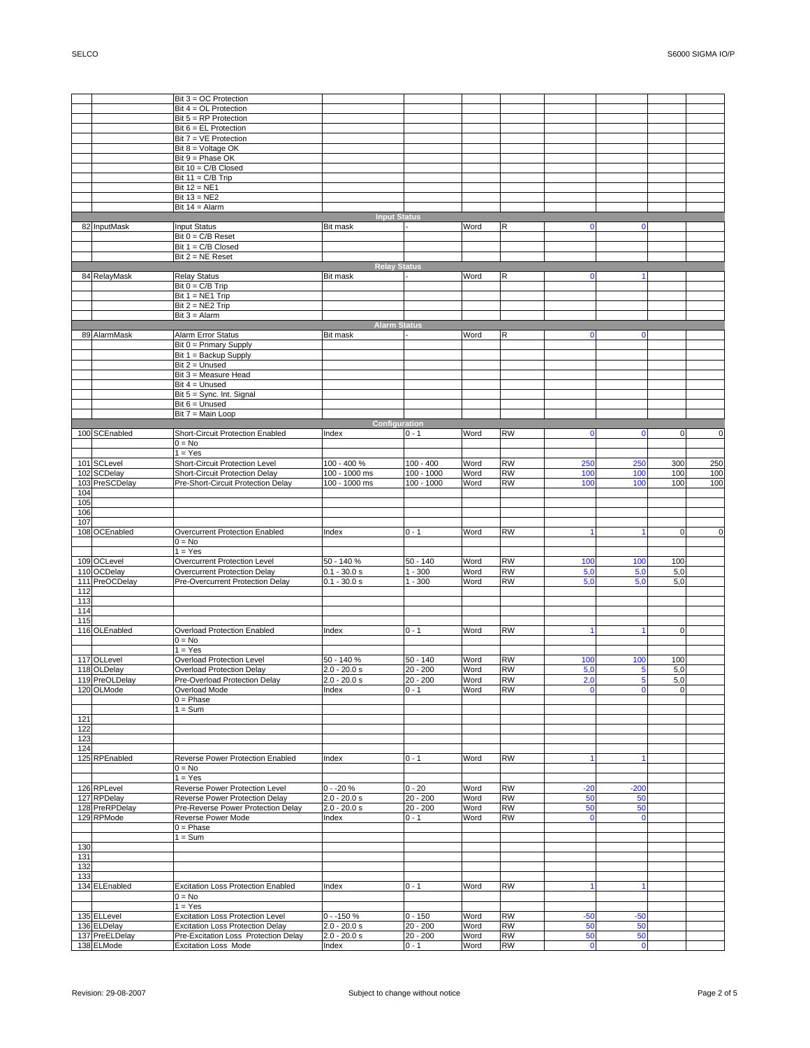| | | | | | | | | | |
|---|---|---|---|---|---|---|---|---|---|
| | | Bit 3 = OC Protection | | | | | | | |
| | | Bit 4 = OL Protection | | | | | | | |
| | | Bit 5 = RP Protection | | | | | | | |
| | | Bit 6 = EL Protection | | | | | | | |
| | | Bit 7 = VE Protection | | | | | | | |
| | | Bit 8 = Voltage OK | | | | | | | |
| | | Bit 9 = Phase OK | | | | | | | |
| | | Bit 10 = C/B Closed | | | | | | | |
| | | Bit 11 = C/B Trip | | | | | | | |
| | | Bit 12 = NE1 | | | | | | | |
| | | Bit 13 = NE2 | | | | | | | |
| | | Bit 14 = Alarm | | | | | | | |
| **Input Status** | | | | | | | | | |
| 82 | InputMask | Input Status | Bit mask | - | Word | R | 0 | 0 | |
| | | Bit 0 = C/B Reset | | | | | | | |
| | | Bit 1 = C/B Closed | | | | | | | |
| | | Bit 2 = NE Reset | | | | | | | |
| **Relay Status** | | | | | | | | | |
| 84 | RelayMask | Relay Status | Bit mask | - | Word | R | 0 | 1 | |
| | | Bit 0 = C/B Trip | | | | | | | |
| | | Bit 1 = NE1 Trip | | | | | | | |
| | | Bit 2 = NE2 Trip | | | | | | | |
| | | Bit 3 = Alarm | | | | | | | |
| **Alarm Status** | | | | | | | | | |
| 89 | AlarmMask | Alarm Error Status | Bit mask | - | Word | R | 0 | 0 | |
| | | Bit 0 = Primary Supply | | | | | | | |
| | | Bit 1 = Backup Supply | | | | | | | |
| | | Bit 2 = Unused | | | | | | | |
| | | Bit 3 = Measure Head | | | | | | | |
| | | Bit 4 = Unused | | | | | | | |
| | | Bit 5 = Sync. Int. Signal | | | | | | | |
| | | Bit 6 = Unused | | | | | | | |
| | | Bit 7 = Main Loop | | | | | | | |
| **Configuration** | | | | | | | | | |
| 100 | SCEnabled | Short-Circuit Protection Enabled | Index | 0 - 1 | Word | RW | 0 | 0 | 0 | 0 |
| | | 0 = No | | | | | | | | |
| | | 1 = Yes | | | | | | | | |
| 101 | SCLevel | Short-Circuit Protection Level | 100 - 400 % | 100 - 400 | Word | RW | 250 | 250 | 300 | 250 |
| 102 | SCDelay | Short-Circuit Protection Delay | 100 - 1000 ms | 100 - 1000 | Word | RW | 100 | 100 | 100 | 100 |
| 103 | PreSCDelay | Pre-Short-Circuit Protection Delay | 100 - 1000 ms | 100 - 1000 | Word | RW | 100 | 100 | 100 | 100 |
| 104 | | | | | | | | | | |
| 105 | | | | | | | | | | |
| 106 | | | | | | | | | | |
| 107 | | | | | | | | | | |
| 108 | OCEnabled | Overcurrent Protection Enabled | Index | 0 - 1 | Word | RW | 1 | 1 | 0 | 0 |
| | | 0 = No | | | | | | | | |
| | | 1 = Yes | | | | | | | | |
| 109 | OCLevel | Overcurrent Protection Level | 50 - 140 % | 50 - 140 | Word | RW | 100 | 100 | 100 | |
| 110 | OCDelay | Overcurrent Protection Delay | 0.1 - 30.0 s | 1 - 300 | Word | RW | 5,0 | 5,0 | 5,0 | |
| 111 | PreOCDelay | Pre-Overcurrent Protection Delay | 0.1 - 30.0 s | 1 - 300 | Word | RW | 5,0 | 5,0 | 5,0 | |
| 112 | | | | | | | | | | |
| 113 | | | | | | | | | | |
| 114 | | | | | | | | | | |
| 115 | | | | | | | | | | |
| 116 | OLEnabled | Overload Protection Enabled | Index | 0 - 1 | Word | RW | 1 | 1 | 0 | |
| | | 0 = No | | | | | | | | |
| | | 1 = Yes | | | | | | | | |
| 117 | OLLevel | Overload Protection Level | 50 - 140 % | 50 - 140 | Word | RW | 100 | 100 | 100 | |
| 118 | OLDelay | Overload Protection Delay | 2.0 - 20.0 s | 20 - 200 | Word | RW | 5,0 | 5 | 5,0 | |
| 119 | PreOLDelay | Pre-Overload Protection Delay | 2.0 - 20.0 s | 20 - 200 | Word | RW | 2,0 | 5 | 5,0 | |
| 120 | OLMode | Overload Mode | Index | 0 - 1 | Word | RW | 0 | 0 | 0 | |
| | | 0 = Phase | | | | | | | | |
| | | 1 = Sum | | | | | | | | |
| 121 | | | | | | | | | | |
| 122 | | | | | | | | | | |
| 123 | | | | | | | | | | |
| 124 | | | | | | | | | | |
| 125 | RPEnabled | Reverse Power Protection Enabled | Index | 0 - 1 | Word | RW | 1 | 1 | | |
| | | 0 = No | | | | | | | | |
| | | 1 = Yes | | | | | | | | |
| 126 | RPLevel | Reverse Power Protection Level | 0 - -20 % | 0 - 20 | Word | RW | -20 | -200 | | |
| 127 | RPDelay | Reverse Power Protection Delay | 2.0 - 20.0 s | 20 - 200 | Word | RW | 50 | 50 | | |
| 128 | PreRPDelay | Pre-Reverse Power Protection Delay | 2.0 - 20.0 s | 20 - 200 | Word | RW | 50 | 50 | | |
| 129 | RPMode | Reverse Power Mode | Index | 0 - 1 | Word | RW | 0 | 0 | | |
| | | 0 = Phase | | | | | | | | |
| | | 1 = Sum | | | | | | | | |
| 130 | | | | | | | | | | |
| 131 | | | | | | | | | | |
| 132 | | | | | | | | | | |
| 133 | | | | | | | | | | |
| 134 | ELEnabled | Excitation Loss Protection Enabled | Index | 0 - 1 | Word | RW | 1 | 1 | | |
| | | 0 = No | | | | | | | | |
| | | 1 = Yes | | | | | | | | |
| 135 | ELLevel | Excitation Loss Protection Level | 0 - -150 % | 0 - 150 | Word | RW | -50 | -50 | | |
| 136 | ELDelay | Excitation Loss Protection Delay | 2.0 - 20.0 s | 20 - 200 | Word | RW | 50 | 50 | | |
| 137 | PreELDelay | Pre-Excitation Loss Protection Delay | 2.0 - 20.0 s | 20 - 200 | Word | RW | 50 | 50 | | |
| 138 | ELMode | Excitation Loss Mode | Index | 0 - 1 | Word | RW | 0 | 0 | | |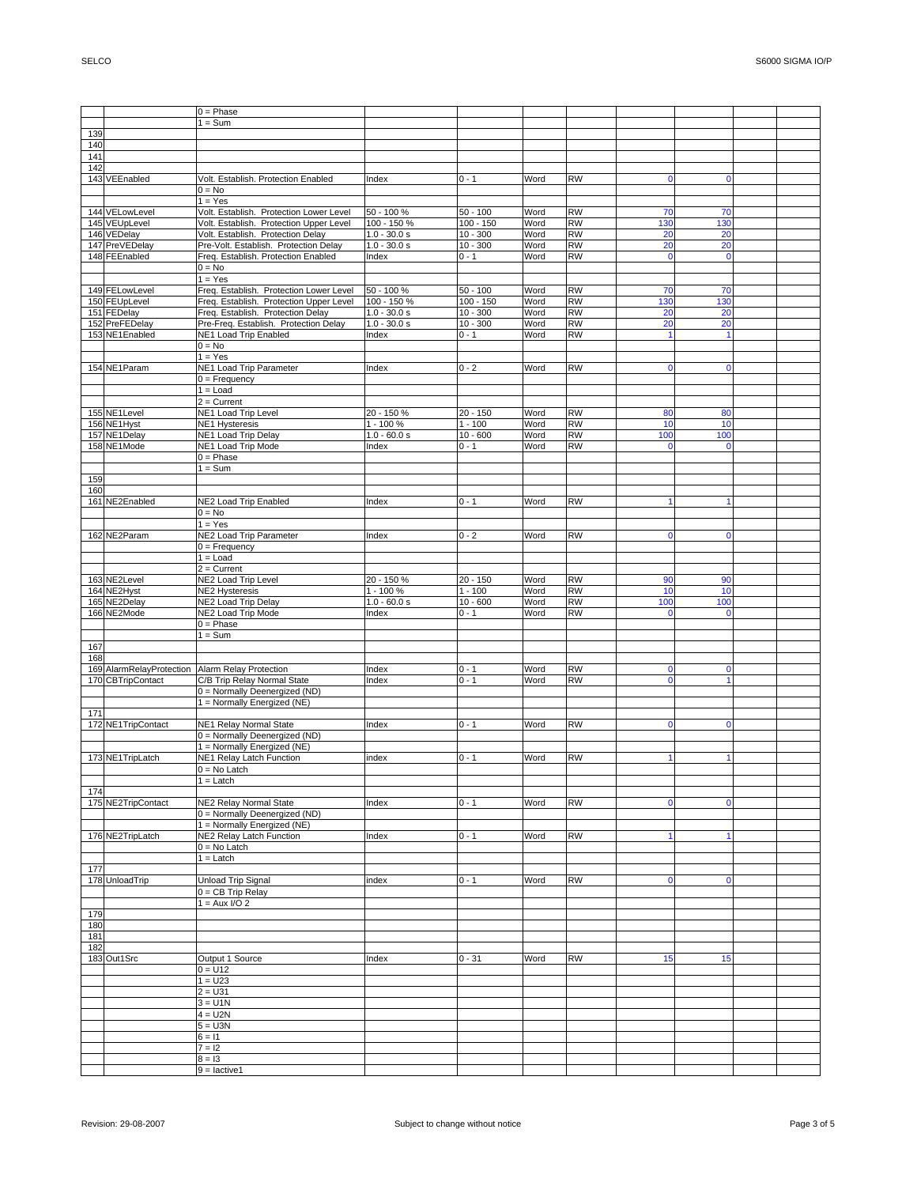| | | | | | | | | | | |
|---|---|---|---|---|---|---|---|---|---|---|
| | | 0 = Phase | | | | | | | | |
| | | 1 = Sum | | | | | | | | |
| 139 | | | | | | | | | | |
| 140 | | | | | | | | | | |
| 141 | | | | | | | | | | |
| 142 | | | | | | | | | | |
| 143 | VEEnabled | Volt. Establish. Protection Enabled | Index | 0 - 1 | Word | RW | 0 | 0 | | |
| | | 0 = No | | | | | | | | |
| | | 1 = Yes | | | | | | | | |
| 144 | VELowLevel | Volt. Establish. Protection Lower Level | 50 - 100 % | 50 - 100 | Word | RW | 70 | 70 | | |
| 145 | VEUpLevel | Volt. Establish. Protection Upper Level | 100 - 150 % | 100 - 150 | Word | RW | 130 | 130 | | |
| 146 | VEDelay | Volt. Establish. Protection Delay | 1.0 - 30.0 s | 10 - 300 | Word | RW | 20 | 20 | | |
| 147 | PreVEDelay | Pre-Volt. Establish. Protection Delay | 1.0 - 30.0 s | 10 - 300 | Word | RW | 20 | 20 | | |
| 148 | FEEnabled | Freq. Establish. Protection Enabled | Index | 0 - 1 | Word | RW | 0 | 0 | | |
| | | 0 = No | | | | | | | | |
| | | 1 = Yes | | | | | | | | |
| 149 | FELowLevel | Freq. Establish. Protection Lower Level | 50 - 100 % | 50 - 100 | Word | RW | 70 | 70 | | |
| 150 | FEUpLevel | Freq. Establish. Protection Upper Level | 100 - 150 % | 100 - 150 | Word | RW | 130 | 130 | | |
| 151 | FEDelay | Freq. Establish. Protection Delay | 1.0 - 30.0 s | 10 - 300 | Word | RW | 20 | 20 | | |
| 152 | PreFEDelay | Pre-Freq. Establish. Protection Delay | 1.0 - 30.0 s | 10 - 300 | Word | RW | 20 | 20 | | |
| 153 | NE1Enabled | NE1 Load Trip Enabled | Index | 0 - 1 | Word | RW | 1 | 1 | | |
| | | 0 = No | | | | | | | | |
| | | 1 = Yes | | | | | | | | |
| 154 | NE1Param | NE1 Load Trip Parameter | Index | 0 - 2 | Word | RW | 0 | 0 | | |
| | | 0 = Frequency | | | | | | | | |
| | | 1 = Load | | | | | | | | |
| | | 2 = Current | | | | | | | | |
| 155 | NE1Level | NE1 Load Trip Level | 20 - 150 % | 20 - 150 | Word | RW | 80 | 80 | | |
| 156 | NE1Hyst | NE1 Hysteresis | 1 - 100 % | 1 - 100 | Word | RW | 10 | 10 | | |
| 157 | NE1Delay | NE1 Load Trip Delay | 1.0 - 60.0 s | 10 - 600 | Word | RW | 100 | 100 | | |
| 158 | NE1Mode | NE1 Load Trip Mode | Index | 0 - 1 | Word | RW | 0 | 0 | | |
| | | 0 = Phase | | | | | | | | |
| | | 1 = Sum | | | | | | | | |
| 159 | | | | | | | | | | |
| 160 | | | | | | | | | | |
| 161 | NE2Enabled | NE2 Load Trip Enabled | Index | 0 - 1 | Word | RW | 1 | 1 | | |
| | | 0 = No | | | | | | | | |
| | | 1 = Yes | | | | | | | | |
| 162 | NE2Param | NE2 Load Trip Parameter | Index | 0 - 2 | Word | RW | 0 | 0 | | |
| | | 0 = Frequency | | | | | | | | |
| | | 1 = Load | | | | | | | | |
| | | 2 = Current | | | | | | | | |
| 163 | NE2Level | NE2 Load Trip Level | 20 - 150 % | 20 - 150 | Word | RW | 90 | 90 | | |
| 164 | NE2Hyst | NE2 Hysteresis | 1 - 100 % | 1 - 100 | Word | RW | 10 | 10 | | |
| 165 | NE2Delay | NE2 Load Trip Delay | 1.0 - 60.0 s | 10 - 600 | Word | RW | 100 | 100 | | |
| 166 | NE2Mode | NE2 Load Trip Mode | Index | 0 - 1 | Word | RW | 0 | 0 | | |
| | | 0 = Phase | | | | | | | | |
| | | 1 = Sum | | | | | | | | |
| 167 | | | | | | | | | | |
| 168 | | | | | | | | | | |
| 169 | AlarmRelayProtection | Alarm Relay Protection | Index | 0 - 1 | Word | RW | 0 | 0 | | |
| 170 | CBTripContact | C/B Trip Relay Normal State | Index | 0 - 1 | Word | RW | 0 | 1 | | |
| | | 0 = Normally Deenergized (ND) | | | | | | | | |
| | | 1 = Normally Energized (NE) | | | | | | | | |
| 171 | | | | | | | | | | |
| 172 | NE1TripContact | NE1 Relay Normal State | Index | 0 - 1 | Word | RW | 0 | 0 | | |
| | | 0 = Normally Deenergized (ND) | | | | | | | | |
| | | 1 = Normally Energized (NE) | | | | | | | | |
| 173 | NE1TripLatch | NE1 Relay Latch Function | index | 0 - 1 | Word | RW | 1 | 1 | | |
| | | 0 = No Latch | | | | | | | | |
| | | 1 = Latch | | | | | | | | |
| 174 | | | | | | | | | | |
| 175 | NE2TripContact | NE2 Relay Normal State | Index | 0 - 1 | Word | RW | 0 | 0 | | |
| | | 0 = Normally Deenergized (ND) | | | | | | | | |
| | | 1 = Normally Energized (NE) | | | | | | | | |
| 176 | NE2TripLatch | NE2 Relay Latch Function | Index | 0 - 1 | Word | RW | 1 | 1 | | |
| | | 0 = No Latch | | | | | | | | |
| | | 1 = Latch | | | | | | | | |
| 177 | | | | | | | | | | |
| 178 | UnloadTrip | Unload Trip Signal | index | 0 - 1 | Word | RW | 0 | 0 | | |
| | | 0 = CB Trip Relay | | | | | | | | |
| | | 1 = Aux I/O 2 | | | | | | | | |
| 179 | | | | | | | | | | |
| 180 | | | | | | | | | | |
| 181 | | | | | | | | | | |
| 182 | | | | | | | | | | |
| 183 | Out1Src | Output 1 Source | Index | 0 - 31 | Word | RW | 15 | 15 | | |
| | | 0 = U12 | | | | | | | | |
| | | 1 = U23 | | | | | | | | |
| | | 2 = U31 | | | | | | | | |
| | | 3 = U1N | | | | | | | | |
| | | 4 = U2N | | | | | | | | |
| | | 5 = U3N | | | | | | | | |
| | | 6 = I1 | | | | | | | | |
| | | 7 = I2 | | | | | | | | |
| | | 8 = I3 | | | | | | | | |
| | | 9 = Iactive1 | | | | | | | | |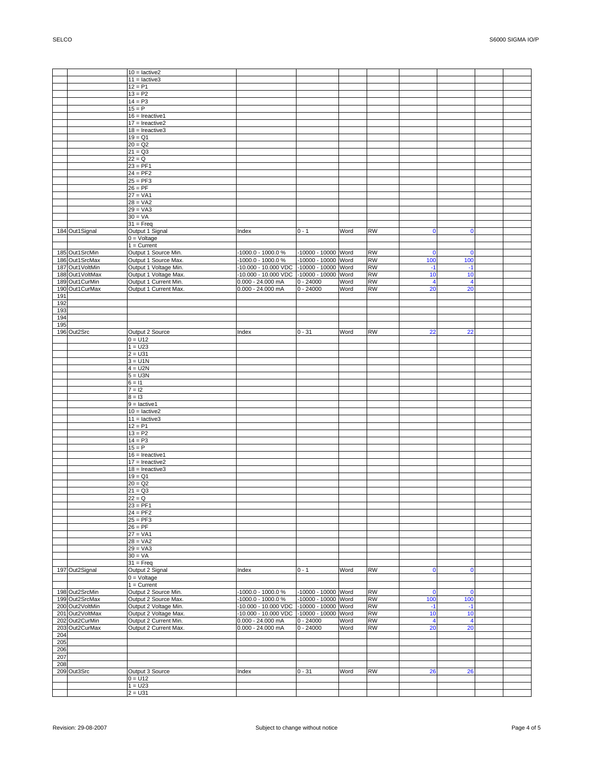| | | | | | | | | | | |
|---|---|---|---|---|---|---|---|---|---|---|
| | | 10 = Iactive2 | | | | | | | | |
| | | 11 = Iactive3 | | | | | | | | |
| | | 12 = P1 | | | | | | | | |
| | | 13 = P2 | | | | | | | | |
| | | 14 = P3 | | | | | | | | |
| | | 15 = P | | | | | | | | |
| | | 16 = Ireactive1 | | | | | | | | |
| | | 17 = Ireactive2 | | | | | | | | |
| | | 18 = Ireactive3 | | | | | | | | |
| | | 19 = Q1 | | | | | | | | |
| | | 20 = Q2 | | | | | | | | |
| | | 21 = Q3 | | | | | | | | |
| | | 22 = Q | | | | | | | | |
| | | 23 = PF1 | | | | | | | | |
| | | 24 = PF2 | | | | | | | | |
| | | 25 = PF3 | | | | | | | | |
| | | 26 = PF | | | | | | | | |
| | | 27 = VA1 | | | | | | | | |
| | | 28 = VA2 | | | | | | | | |
| | | 29 = VA3 | | | | | | | | |
| | | 30 = VA | | | | | | | | |
| | | 31 = Freq | | | | | | | | |
| 184 | Out1Signal | Output 1 Signal | Index | 0 - 1 | Word | RW | 0 | 0 | | |
| | | 0 = Voltage | | | | | | | | |
| | | 1 = Current | | | | | | | | |
| 185 | Out1SrcMin | Output 1 Source Min. | -1000.0 - 1000.0 % | -10000 - 10000 | Word | RW | 0 | 0 | | |
| 186 | Out1SrcMax | Output 1 Source Max. | -1000.0 - 1000.0 % | -10000 - 10000 | Word | RW | 100 | 100 | | |
| 187 | Out1VoltMin | Output 1 Voltage Min. | -10.000 - 10.000 VDC | -10000 - 10000 | Word | RW | -1 | -1 | | |
| 188 | Out1VoltMax | Output 1 Voltage Max. | -10.000 - 10.000 VDC | -10000 - 10000 | Word | RW | 10 | 10 | | |
| 189 | Out1CurMin | Output 1 Current Min. | 0.000 - 24.000 mA | 0 - 24000 | Word | RW | 4 | 4 | | |
| 190 | Out1CurMax | Output 1 Current Max. | 0.000 - 24.000 mA | 0 - 24000 | Word | RW | 20 | 20 | | |
| 191 | | | | | | | | | | |
| 192 | | | | | | | | | | |
| 193 | | | | | | | | | | |
| 194 | | | | | | | | | | |
| 195 | | | | | | | | | | |
| 196 | Out2Src | Output 2 Source | Index | 0 - 31 | Word | RW | 22 | 22 | | |
| | | 0 = U12 | | | | | | | | |
| | | 1 = U23 | | | | | | | | |
| | | 2 = U31 | | | | | | | | |
| | | 3 = U1N | | | | | | | | |
| | | 4 = U2N | | | | | | | | |
| | | 5 = U3N | | | | | | | | |
| | | 6 = I1 | | | | | | | | |
| | | 7 = I2 | | | | | | | | |
| | | 8 = I3 | | | | | | | | |
| | | 9 = Iactive1 | | | | | | | | |
| | | 10 = Iactive2 | | | | | | | | |
| | | 11 = Iactive3 | | | | | | | | |
| | | 12 = P1 | | | | | | | | |
| | | 13 = P2 | | | | | | | | |
| | | 14 = P3 | | | | | | | | |
| | | 15 = P | | | | | | | | |
| | | 16 = Ireactive1 | | | | | | | | |
| | | 17 = Ireactive2 | | | | | | | | |
| | | 18 = Ireactive3 | | | | | | | | |
| | | 19 = Q1 | | | | | | | | |
| | | 20 = Q2 | | | | | | | | |
| | | 21 = Q3 | | | | | | | | |
| | | 22 = Q | | | | | | | | |
| | | 23 = PF1 | | | | | | | | |
| | | 24 = PF2 | | | | | | | | |
| | | 25 = PF3 | | | | | | | | |
| | | 26 = PF | | | | | | | | |
| | | 27 = VA1 | | | | | | | | |
| | | 28 = VA2 | | | | | | | | |
| | | 29 = VA3 | | | | | | | | |
| | | 30 = VA | | | | | | | | |
| | | 31 = Freq | | | | | | | | |
| 197 | Out2Signal | Output 2 Signal | Index | 0 - 1 | Word | RW | 0 | 0 | | |
| | | 0 = Voltage | | | | | | | | |
| | | 1 = Current | | | | | | | | |
| 198 | Out2SrcMin | Output 2 Source Min. | -1000.0 - 1000.0 % | -10000 - 10000 | Word | RW | 0 | 0 | | |
| 199 | Out2SrcMax | Output 2 Source Max. | -1000.0 - 1000.0 % | -10000 - 10000 | Word | RW | 100 | 100 | | |
| 200 | Out2VoltMin | Output 2 Voltage Min. | -10.000 - 10.000 VDC | -10000 - 10000 | Word | RW | -1 | -1 | | |
| 201 | Out2VoltMax | Output 2 Voltage Max. | -10.000 - 10.000 VDC | -10000 - 10000 | Word | RW | 10 | 10 | | |
| 202 | Out2CurMin | Output 2 Current Min. | 0.000 - 24.000 mA | 0 - 24000 | Word | RW | 4 | 4 | | |
| 203 | Out2CurMax | Output 2 Current Max. | 0.000 - 24.000 mA | 0 - 24000 | Word | RW | 20 | 20 | | |
| 204 | | | | | | | | | | |
| 205 | | | | | | | | | | |
| 206 | | | | | | | | | | |
| 207 | | | | | | | | | | |
| 208 | | | | | | | | | | |
| 209 | Out3Src | Output 3 Source | Index | 0 - 31 | Word | RW | 26 | 26 | | |
| | | 0 = U12 | | | | | | | | |
| | | 1 = U23 | | | | | | | | |
| | | 2 = U31 | | | | | | | | |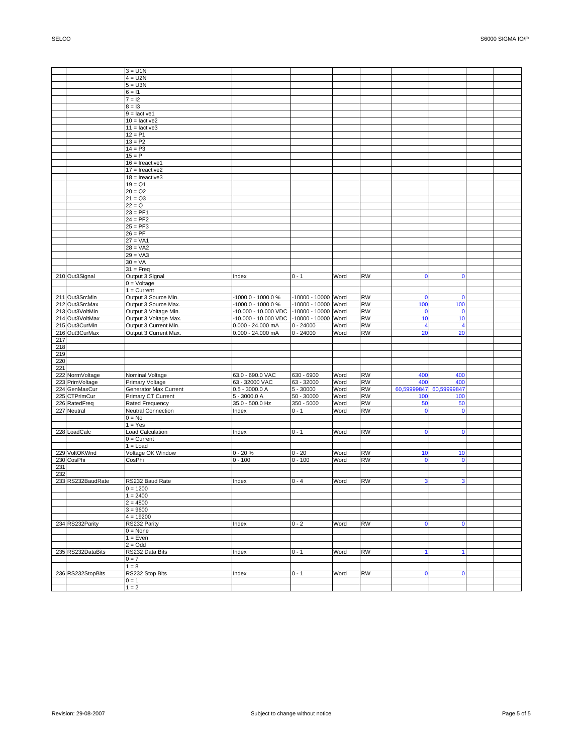| | | | | | | | | | | |
|---|---|---|---|---|---|---|---|---|---|---|
| | | 3 = U1N | | | | | | | | |
| | | 4 = U2N | | | | | | | | |
| | | 5 = U3N | | | | | | | | |
| | | 6 = I1 | | | | | | | | |
| | | 7 = I2 | | | | | | | | |
| | | 8 = I3 | | | | | | | | |
| | | 9 = Iactive1 | | | | | | | | |
| | | 10 = Iactive2 | | | | | | | | |
| | | 11 = Iactive3 | | | | | | | | |
| | | 12 = P1 | | | | | | | | |
| | | 13 = P2 | | | | | | | | |
| | | 14 = P3 | | | | | | | | |
| | | 15 = P | | | | | | | | |
| | | 16 = Ireactive1 | | | | | | | | |
| | | 17 = Ireactive2 | | | | | | | | |
| | | 18 = Ireactive3 | | | | | | | | |
| | | 19 = Q1 | | | | | | | | |
| | | 20 = Q2 | | | | | | | | |
| | | 21 = Q3 | | | | | | | | |
| | | 22 = Q | | | | | | | | |
| | | 23 = PF1 | | | | | | | | |
| | | 24 = PF2 | | | | | | | | |
| | | 25 = PF3 | | | | | | | | |
| | | 26 = PF | | | | | | | | |
| | | 27 = VA1 | | | | | | | | |
| | | 28 = VA2 | | | | | | | | |
| | | 29 = VA3 | | | | | | | | |
| | | 30 = VA | | | | | | | | |
| | | 31 = Freq | | | | | | | | |
| 210 | Out3Signal | Output 3 Signal | Index | 0 - 1 | Word | RW | 0 | 0 | | |
| | | 0 = Voltage | | | | | | | | |
| | | 1 = Current | | | | | | | | |
| 211 | Out3SrcMin | Output 3 Source Min. | -1000.0 - 1000.0 % | -10000 - 10000 | Word | RW | 0 | 0 | | |
| 212 | Out3SrcMax | Output 3 Source Max. | -1000.0 - 1000.0 % | -10000 - 10000 | Word | RW | 100 | 100 | | |
| 213 | Out3VoltMin | Output 3 Voltage Min. | -10.000 - 10.000 VDC | -10000 - 10000 | Word | RW | 0 | 0 | | |
| 214 | Out3VoltMax | Output 3 Voltage Max. | -10.000 - 10.000 VDC | -10000 - 10000 | Word | RW | 10 | 10 | | |
| 215 | Out3CurMin | Output 3 Current Min. | 0.000 - 24.000 mA | 0 - 24000 | Word | RW | 4 | 4 | | |
| 216 | Out3CurMax | Output 3 Current Max. | 0.000 - 24.000 mA | 0 - 24000 | Word | RW | 20 | 20 | | |
| 217 | | | | | | | | | | |
| 218 | | | | | | | | | | |
| 219 | | | | | | | | | | |
| 220 | | | | | | | | | | |
| 221 | | | | | | | | | | |
| 222 | NormVoltage | Nominal Voltage | 63.0 - 690.0 VAC | 630 - 6900 | Word | RW | 400 | 400 | | |
| 223 | PrimVoltage | Primary Voltage | 63 - 32000 VAC | 63 - 32000 | Word | RW | 400 | 400 | | |
| 224 | GenMaxCur | Generator Max Current | 0.5 - 3000.0 A | 5 - 30000 | Word | RW | 60,59999847 | 60,59999847 | | |
| 225 | CTPrimCur | Primary CT Current | 5 - 3000.0 A | 50 - 30000 | Word | RW | 100 | 100 | | |
| 226 | RatedFreq | Rated Frequency | 35.0 - 500.0 Hz | 350 - 5000 | Word | RW | 50 | 50 | | |
| 227 | Neutral | Neutral Connection | Index | 0 - 1 | Word | RW | 0 | 0 | | |
| | | 0 = No | | | | | | | | |
| | | 1 = Yes | | | | | | | | |
| 228 | LoadCalc | Load Calculation | Index | 0 - 1 | Word | RW | 0 | 0 | | |
| | | 0 = Current | | | | | | | | |
| | | 1 = Load | | | | | | | | |
| 229 | VoltOKWnd | Voltage OK Window | 0 - 20 % | 0 - 20 | Word | RW | 10 | 10 | | |
| 230 | CosPhi | CosPhi | 0 - 100 | 0 - 100 | Word | RW | 0 | 0 | | |
| 231 | | | | | | | | | | |
| 232 | | | | | | | | | | |
| 233 | RS232BaudRate | RS232 Baud Rate | Index | 0 - 4 | Word | RW | 3 | 3 | | |
| | | 0 = 1200 | | | | | | | | |
| | | 1 = 2400 | | | | | | | | |
| | | 2 = 4800 | | | | | | | | |
| | | 3 = 9600 | | | | | | | | |
| | | 4 = 19200 | | | | | | | | |
| 234 | RS232Parity | RS232 Parity | Index | 0 - 2 | Word | RW | 0 | 0 | | |
| | | 0 = None | | | | | | | | |
| | | 1 = Even | | | | | | | | |
| | | 2 = Odd | | | | | | | | |
| 235 | RS232DataBits | RS232 Data Bits | Index | 0 - 1 | Word | RW | 1 | 1 | | |
| | | 0 = 7 | | | | | | | | |
| | | 1 = 8 | | | | | | | | |
| 236 | RS232StopBits | RS232 Stop Bits | Index | 0 - 1 | Word | RW | 0 | 0 | | |
| | | 0 = 1 | | | | | | | | |
| | | 1 = 2 | | | | | | | | |